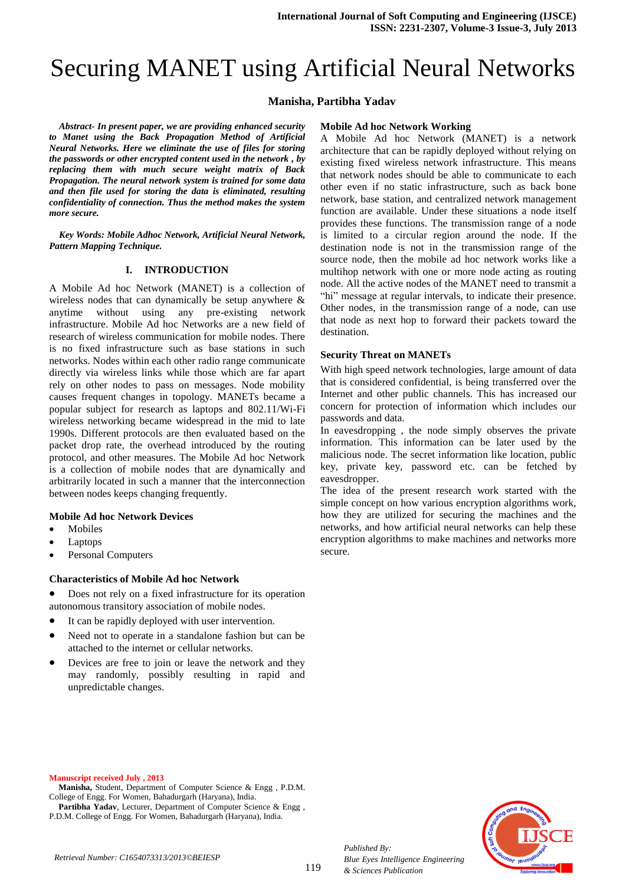# Securing MANET using Artificial Neural Networks

**Manisha, Partibha Yadav**

***Abstract- In present paper, we are providing enhanced security to Manet using the Back Propagation Method of Artificial Neural Networks. Here we eliminate the use of files for storing the passwords or other encrypted content used in the network , by replacing them with much secure weight matrix of Back Propagation. The neural network system is trained for some data and then file used for storing the data is eliminated, resulting confidentiality of connection. Thus the method makes the system more secure.***

***Key Words: Mobile Adhoc Network, Artificial Neural Network, Pattern Mapping Technique.***

## I. INTRODUCTION

A Mobile Ad hoc Network (MANET) is a collection of wireless nodes that can dynamically be setup anywhere & anytime without using any pre-existing network infrastructure. Mobile Ad hoc Networks are a new field of research of wireless communication for mobile nodes. There is no fixed infrastructure such as base stations in such networks. Nodes within each other radio range communicate directly via wireless links while those which are far apart rely on other nodes to pass on messages. Node mobility causes frequent changes in topology. MANETs became a popular subject for research as laptops and 802.11/Wi-Fi wireless networking became widespread in the mid to late 1990s. Different protocols are then evaluated based on the packet drop rate, the overhead introduced by the routing protocol, and other measures. The Mobile Ad hoc Network is a collection of mobile nodes that are dynamically and arbitrarily located in such a manner that the interconnection between nodes keeps changing frequently.

### Mobile Ad hoc Network Devices

- Mobiles
- Laptops
- Personal Computers

### Characteristics of Mobile Ad hoc Network

- Does not rely on a fixed infrastructure for its operation autonomous transitory association of mobile nodes.
- It can be rapidly deployed with user intervention.
- Need not to operate in a standalone fashion but can be attached to the internet or cellular networks.
- Devices are free to join or leave the network and they may randomly, possibly resulting in rapid and unpredictable changes.

### Mobile Ad hoc Network Working

A Mobile Ad hoc Network (MANET) is a network architecture that can be rapidly deployed without relying on existing fixed wireless network infrastructure. This means that network nodes should be able to communicate to each other even if no static infrastructure, such as back bone network, base station, and centralized network management function are available. Under these situations a node itself provides these functions. The transmission range of a node is limited to a circular region around the node. If the destination node is not in the transmission range of the source node, then the mobile ad hoc network works like a multihop network with one or more node acting as routing node. All the active nodes of the MANET need to transmit a "hi" message at regular intervals, to indicate their presence. Other nodes, in the transmission range of a node, can use that node as next hop to forward their packets toward the destination.

### Security Threat on MANETs

With high speed network technologies, large amount of data that is considered confidential, is being transferred over the Internet and other public channels. This has increased our concern for protection of information which includes our passwords and data.

In eavesdropping , the node simply observes the private information. This information can be later used by the malicious node. The secret information like location, public key, private key, password etc. can be fetched by eavesdropper.

The idea of the present research work started with the simple concept on how various encryption algorithms work, how they are utilized for securing the machines and the networks, and how artificial neural networks can help these encryption algorithms to make machines and networks more secure.

---

**Manuscript received July , 2013**

**Manisha,** Student, Department of Computer Science & Engg , P.D.M. College of Engg. For Women, Bahadurgarh (Haryana), India.

**Partibha Yadav**, Lecturer, Department of Computer Science & Engg , P.D.M. College of Engg. For Women, Bahadurgarh (Haryana), India.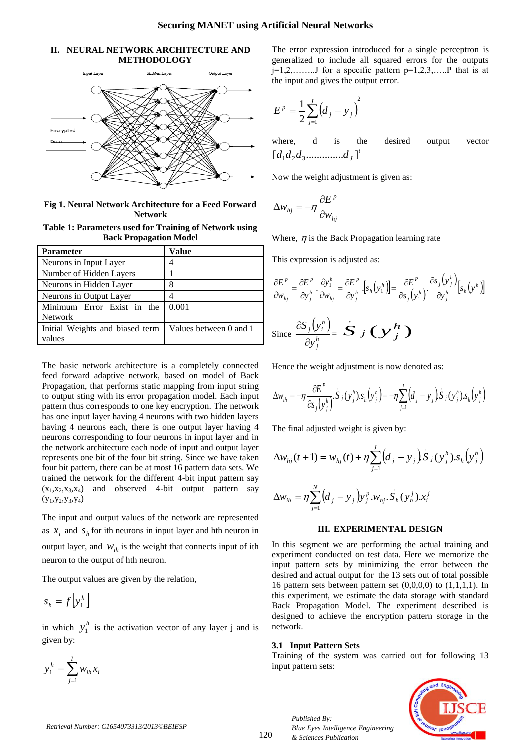## II. NEURAL NETWORK ARCHITECTURE AND METHODOLOGY

**Fig 1. Neural Network Architecture for a Feed Forward Network**

**Table 1: Parameters used for Training of Network using Back Propagation Model**

| Parameter | Value |
|---|---|
| Neurons in Input Layer | 4 |
| Number of Hidden Layers | 1 |
| Neurons in Hidden Layer | 8 |
| Neurons in Output Layer | 4 |
| Minimum Error Exist in the Network | 0.001 |
| Initial Weights and biased term values | Values between 0 and 1 |

The basic network architecture is a completely connected feed forward adaptive network, based on model of Back Propagation, that performs static mapping from input string to output sting with its error propagation model. Each input pattern thus corresponds to one key encryption. The network has one input layer having 4 neurons with two hidden layers having 4 neurons each, there is one output layer having 4 neurons corresponding to four neurons in input layer and in the network architecture each node of input and output layer represents one bit of the four bit string. Since we have taken four bit pattern, there can be at most 16 pattern data sets. We trained the network for the different 4-bit input pattern say $(x_1,x_2,x_3,x_4)$ and observed 4-bit output pattern say $(y_1,y_2,y_3,y_4)$

The input and output values of the network are represented as $x_i$ and $s_h$ for ith neurons in input layer and hth neuron in output layer, and $w_{ih}$ is the weight that connects input of ith neuron to the output of hth neuron.

The output values are given by the relation,

$$s_h = f\left[y_1^h\right]$$

in which $y_1^h$ is the activation vector of any layer j and is given by:

$$y_1^h = \sum_{j=1}^{I} w_{ih} x_i$$

The error expression introduced for a single perceptron is generalized to include all squared errors for the outputs j=1,2,……..J for a specific pattern p=1,2,3,…..P that is at the input and gives the output error.

$$E^p = \frac{1}{2}\sum_{j=1}^{J}\left(d_j - y_j\right)^2$$

where, d is the desired output vector $[d_1 d_2 d_3 .............d_J]^t$

Now the weight adjustment is given as:

$$\Delta w_{hj} = -\eta \frac{\partial E^p}{\partial w_{hj}}$$

Where, $\eta$ is the Back Propagation learning rate

This expression is adjusted as:

$$\frac{\partial E^p}{\partial w_{hj}} = \frac{\partial E^p}{\partial y_j^h}\cdot\frac{\partial y_1^h}{\partial w_{hj}} = \frac{\partial E^p}{\partial y_j^h}\cdot\left[s_h\left(y_1^h\right)\right] = \frac{\partial E^p}{\partial s_j\left(y_1^h\right)}\cdot\frac{\partial s_j\left(y_j^h\right)}{\partial y_j^h}\left[s_h\left(y^h\right)\right]$$

Since $\frac{\partial S_j\left(y_i^h\right)}{\partial y_j^h} = \dot{S}_j\left(y_j^h\right)$

Hence the weight adjustment is now denoted as:

$$\Delta w_{ih} = -\eta \frac{\partial E^P}{\partial s_j\left(y_j^h\right)}\cdot\dot{S}_j(y_j^h).s_h\left(y_j^h\right) = -\eta\sum_{j=1}^{J}\left(d_j - y_j\right)\dot{S}_j(y_j^h).s_h\left(y_j^h\right)$$

The final adjusted weight is given by:

$$\Delta w_{hj}(t+1) = w_{hj}(t) + \eta\sum_{j=1}^{J}\left(d_j - y_j\right)\dot{S}_j(y_j^h).s_h\left(y_j^h\right)$$

$$\Delta w_{ih} = \eta\sum_{j=1}^{N}\left(d_j - y_j\right)y_j^p.w_{hj}.\dot{S}_h(y_h^j).x_i^j$$

## III. EXPERIMENTAL DESIGN

In this segment we are performing the actual training and experiment conducted on test data. Here we memorize the input pattern sets by minimizing the error between the desired and actual output for the 13 sets out of total possible 16 pattern sets between pattern set (0,0,0,0) to (1,1,1,1). In this experiment, we estimate the data storage with standard Back Propagation Model. The experiment described is designed to achieve the encryption pattern storage in the network.

### 3.1 Input Pattern Sets

Training of the system was carried out for following 13 input pattern sets: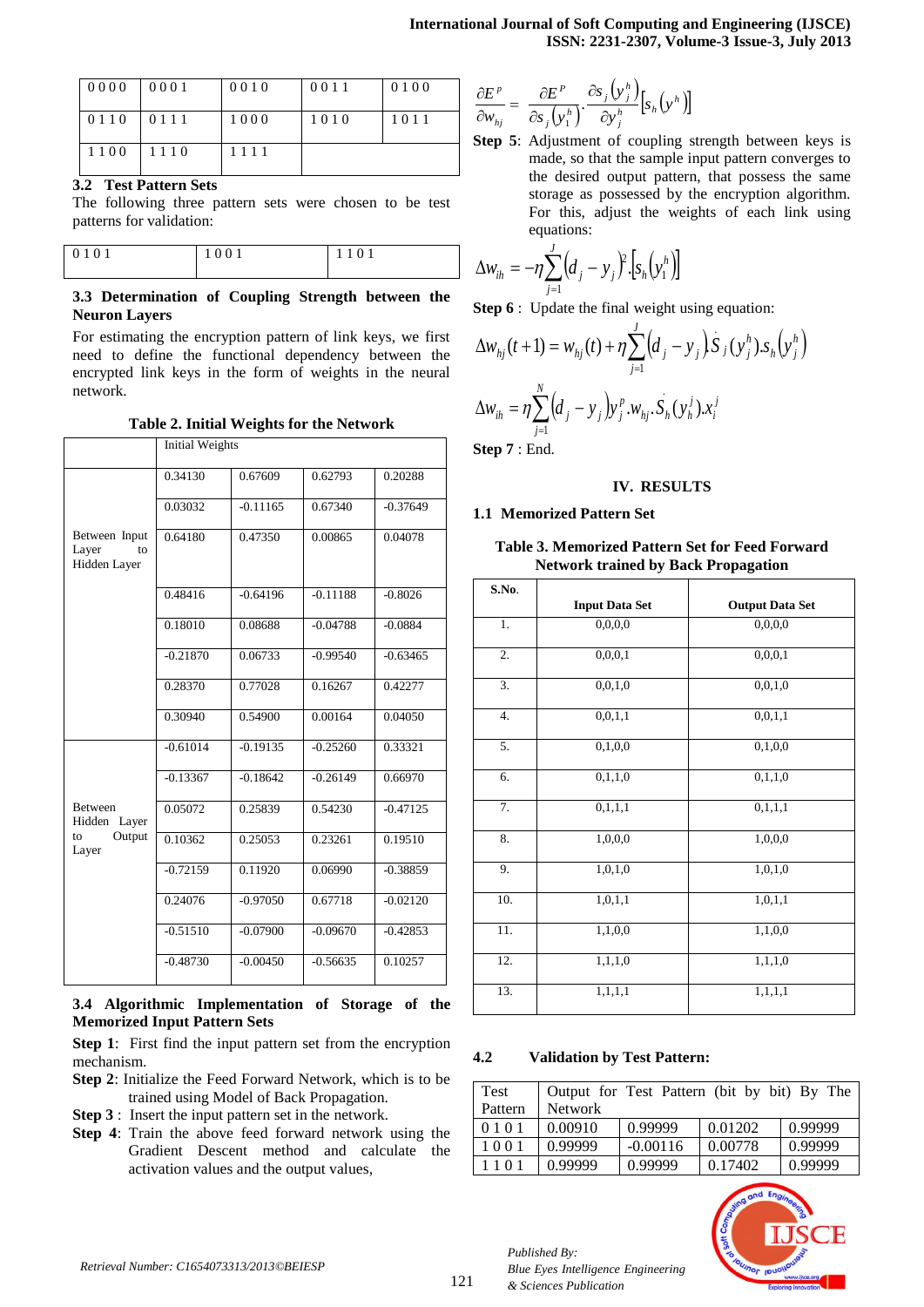| 0 0 0 0 | 0 0 0 1 | 0 0 1 0 | 0 0 1 1 | 0 1 0 0 |
|---|---|---|---|---|
| 0 1 1 0 | 0 1 1 1 | 1 0 0 0 | 1 0 1 0 | 1 0 1 1 |
| 1 1 0 0 | 1 1 1 0 | 1 1 1 1 | | |

### 3.2 Test Pattern Sets

The following three pattern sets were chosen to be test patterns for validation:

| 0 1 0 1 | 1 0 0 1 | 1 1 0 1 |
|---|---|---|

### 3.3 Determination of Coupling Strength between the Neuron Layers

For estimating the encryption pattern of link keys, we first need to define the functional dependency between the encrypted link keys in the form of weights in the neural network.

**Table 2. Initial Weights for the Network**

| | Initial Weights | | | |
|---|---|---|---|---|
| Between Input Layer to Hidden Layer | 0.34130 | 0.67609 | 0.62793 | 0.20288 |
| | 0.03032 | -0.11165 | 0.67340 | -0.37649 |
| | 0.64180 | 0.47350 | 0.00865 | 0.04078 |
| | 0.48416 | -0.64196 | -0.11188 | -0.8026 |
| | 0.18010 | 0.08688 | -0.04788 | -0.0884 |
| | -0.21870 | 0.06733 | -0.99540 | -0.63465 |
| | 0.28370 | 0.77028 | 0.16267 | 0.42277 |
| | 0.30940 | 0.54900 | 0.00164 | 0.04050 |
| Between Hidden Layer to Output Layer | -0.61014 | -0.19135 | -0.25260 | 0.33321 |
| | -0.13367 | -0.18642 | -0.26149 | 0.66970 |
| | 0.05072 | 0.25839 | 0.54230 | -0.47125 |
| | 0.10362 | 0.25053 | 0.23261 | 0.19510 |
| | -0.72159 | 0.11920 | 0.06990 | -0.38859 |
| | 0.24076 | -0.97050 | 0.67718 | -0.02120 |
| | -0.51510 | -0.07900 | -0.09670 | -0.42853 |
| | -0.48730 | -0.00450 | -0.56635 | 0.10257 |

### 3.4 Algorithmic Implementation of Storage of the Memorized Input Pattern Sets

**Step 1**: First find the input pattern set from the encryption mechanism.

**Step 2**: Initialize the Feed Forward Network, which is to be trained using Model of Back Propagation.

**Step 3** : Insert the input pattern set in the network.

**Step 4**: Train the above feed forward network using the Gradient Descent method and calculate the activation values and the output values,

$$\frac{\partial E^p}{\partial w_{hj}} = \frac{\partial E^p}{\partial s_j\left(y_1^h\right)} \cdot \frac{\partial s_j\left(y_j^h\right)}{\partial y_j^h}\left[s_h\left(y^h\right)\right]$$

**Step 5**: Adjustment of coupling strength between keys is made, so that the sample input pattern converges to the desired output pattern, that possess the same storage as possessed by the encryption algorithm. For this, adjust the weights of each link using equations:

$$\Delta w_{ih} = -\eta \sum_{j=1}^{J}\left(d_j - y_j\right)^2 .\left[s_h\left(y_1^h\right)\right]$$

**Step 6** : Update the final weight using equation:

$$\Delta w_{hj}(t+1) = w_{hj}(t) + \eta \sum_{j=1}^{J}\left(d_j - y_j\right).\dot{S}_j(y_j^h).s_h\left(y_j^h\right)$$

$$\Delta w_{ih} = \eta \sum_{j=1}^{N}\left(d_j - y_j\right)y_j^p.w_{hj}.\dot{S}_h(y_h^j).x_i^j$$

**Step 7** : End.

## IV. RESULTS

### 1.1 Memorized Pattern Set

**Table 3. Memorized Pattern Set for Feed Forward Network trained by Back Propagation**

| S.No. | Input Data Set | Output Data Set |
|---|---|---|
| 1. | 0,0,0,0 | 0,0,0,0 |
| 2. | 0,0,0,1 | 0,0,0,1 |
| 3. | 0,0,1,0 | 0,0,1,0 |
| 4. | 0,0,1,1 | 0,0,1,1 |
| 5. | 0,1,0,0 | 0,1,0,0 |
| 6. | 0,1,1,0 | 0,1,1,0 |
| 7. | 0,1,1,1 | 0,1,1,1 |
| 8. | 1,0,0,0 | 1,0,0,0 |
| 9. | 1,0,1,0 | 1,0,1,0 |
| 10. | 1,0,1,1 | 1,0,1,1 |
| 11. | 1,1,0,0 | 1,1,0,0 |
| 12. | 1,1,1,0 | 1,1,1,0 |
| 13. | 1,1,1,1 | 1,1,1,1 |

### 4.2 Validation by Test Pattern:

| Test Pattern | Output for Test Pattern (bit by bit) By The Network | | | |
|---|---|---|---|---|
| 0 1 0 1 | 0.00910 | 0.99999 | 0.01202 | 0.99999 |
| 1 0 0 1 | 0.99999 | -0.00116 | 0.00778 | 0.99999 |
| 1 1 0 1 | 0.99999 | 0.99999 | 0.17402 | 0.99999 |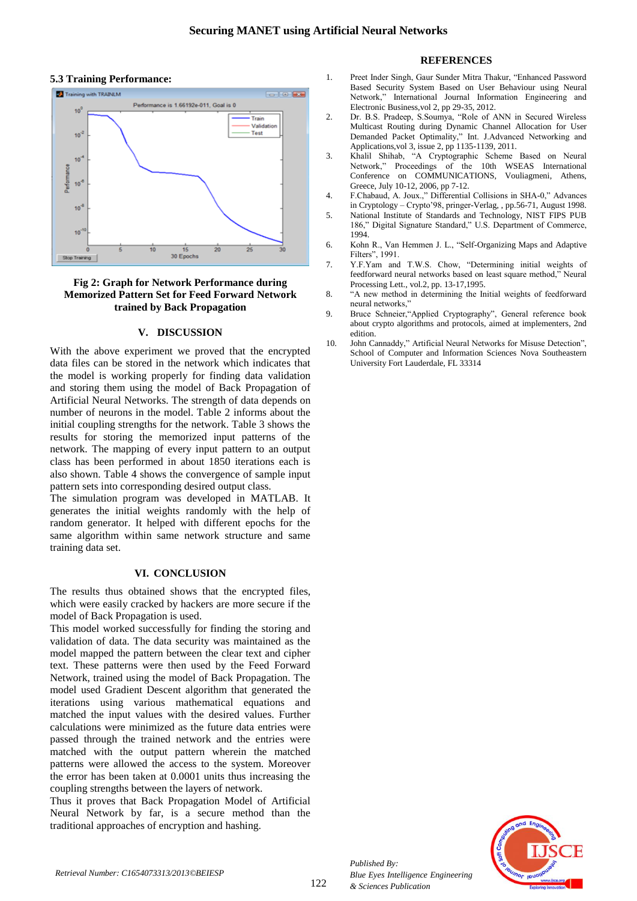### 5.3 Training Performance:

Training with TRAINLM

Performance is 1.66192e-011, Goal is 0

$10^{0}$

$10^{-2}$

$10^{-4}$

$10^{-6}$

$10^{-8}$

$10^{-10}$

Performance

Train

Validation

Test

0 5 10 15 20 25 30

30 Epochs

Stop Training

**Fig 2: Graph for Network Performance during Memorized Pattern Set for Feed Forward Network trained by Back Propagation**

## V. DISCUSSION

With the above experiment we proved that the encrypted data files can be stored in the network which indicates that the model is working properly for finding data validation and storing them using the model of Back Propagation of Artificial Neural Networks. The strength of data depends on number of neurons in the model. Table 2 informs about the initial coupling strengths for the network. Table 3 shows the results for storing the memorized input patterns of the network. The mapping of every input pattern to an output class has been performed in about 1850 iterations each is also shown. Table 4 shows the convergence of sample input pattern sets into corresponding desired output class.

The simulation program was developed in MATLAB. It generates the initial weights randomly with the help of random generator. It helped with different epochs for the same algorithm within same network structure and same training data set.

## VI. CONCLUSION

The results thus obtained shows that the encrypted files, which were easily cracked by hackers are more secure if the model of Back Propagation is used.

This model worked successfully for finding the storing and validation of data. The data security was maintained as the model mapped the pattern between the clear text and cipher text. These patterns were then used by the Feed Forward Network, trained using the model of Back Propagation. The model used Gradient Descent algorithm that generated the iterations using various mathematical equations and matched the input values with the desired values. Further calculations were minimized as the future data entries were passed through the trained network and the entries were matched with the output pattern wherein the matched patterns were allowed the access to the system. Moreover the error has been taken at 0.0001 units thus increasing the coupling strengths between the layers of network.

Thus it proves that Back Propagation Model of Artificial Neural Network by far, is a secure method than the traditional approaches of encryption and hashing.

## REFERENCES

1. Preet Inder Singh, Gaur Sunder Mitra Thakur, "Enhanced Password Based Security System Based on User Behaviour using Neural Network," International Journal Information Engineering and Electronic Business,vol 2, pp 29-35, 2012.
2. Dr. B.S. Pradeep, S.Soumya, "Role of ANN in Secured Wireless Multicast Routing during Dynamic Channel Allocation for User Demanded Packet Optimality," Int. J.Advanced Networking and Applications,vol 3, issue 2, pp 1135-1139, 2011.
3. Khalil Shihab, "A Cryptographic Scheme Based on Neural Network," Proceedings of the 10th WSEAS International Conference on COMMUNICATIONS, Vouliagmeni, Athens, Greece, July 10-12, 2006, pp 7-12.
4. F.Chabaud, A. Joux.," Differential Collisions in SHA-0," Advances in Cryptology – Crypto'98, pringer-Verlag, , pp.56-71, August 1998.
5. National Institute of Standards and Technology, NIST FIPS PUB 186," Digital Signature Standard," U.S. Department of Commerce, 1994.
6. Kohn R., Van Hemmen J. L., "Self-Organizing Maps and Adaptive Filters", 1991.
7. Y.F.Yam and T.W.S. Chow, "Determining initial weights of feedforward neural networks based on least square method," Neural Processing Lett., vol.2, pp. 13-17,1995.
8. "A new method in determining the Initial weights of feedforward neural networks,"
9. Bruce Schneier,"Applied Cryptography", General reference book about crypto algorithms and protocols, aimed at implementers, 2nd edition.
10. John Cannaddy," Artificial Neural Networks for Misuse Detection", School of Computer and Information Sciences Nova Southeastern University Fort Lauderdale, FL 33314